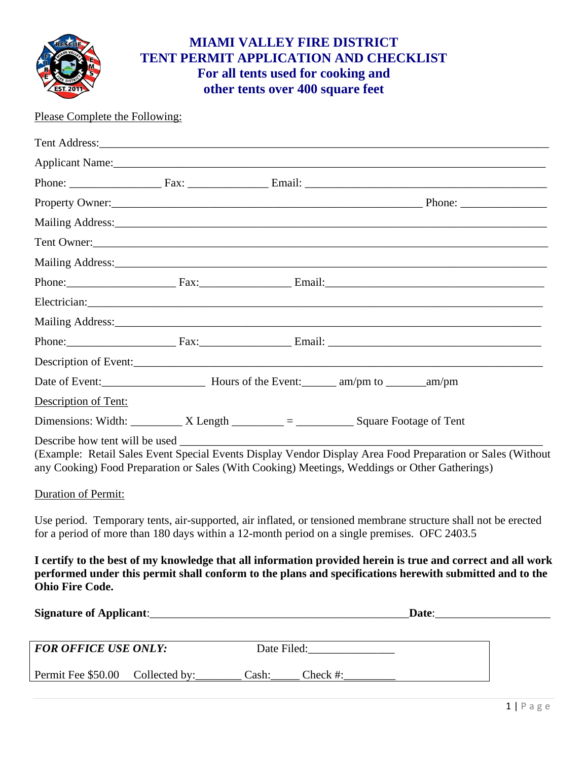# MIAMI VALLEY FIRE DISTRICT
## TENT PERMIT APPLICATION AND CHECKLIST
### For all tents used for cooking and other tents over 400 square feet

Please Complete the Following:

Tent Address:_______________________________________________________________________________

Applicant Name:____________________________________________________________________________

Phone: ________________ Fax: ______________ Email: ___________________________________________

Property Owner:________________________________________________________ Phone: _______________

Mailing Address:____________________________________________________________________________

Tent Owner:________________________________________________________________________________

Mailing Address:____________________________________________________________________________

Phone:___________________ Fax:________________ Email:_______________________________________

Electrician:_________________________________________________________________________________

Mailing Address:____________________________________________________________________________

Phone:___________________ Fax:________________ Email: ______________________________________

Description of Event:_________________________________________________________________________

Date of Event:__________________ Hours of the Event:______ am/pm to _______am/pm

Description of Tent:

Dimensions: Width: _________ X Length _________ = __________ Square Footage of Tent

Describe how tent will be used ______________________________________________________________
(Example: Retail Sales Event Special Events Display Vendor Display Area Food Preparation or Sales (Without any Cooking) Food Preparation or Sales (With Cooking) Meetings, Weddings or Other Gatherings)

Duration of Permit:

Use period. Temporary tents, air-supported, air inflated, or tensioned membrane structure shall not be erected for a period of more than 180 days within a 12-month period on a single premises. OFC 2403.5

**I certify to the best of my knowledge that all information provided herein is true and correct and all work performed under this permit shall conform to the plans and specifications herewith submitted and to the Ohio Fire Code.**

**Signature of Applicant**:_____________________________________________**Date**:____________________

***FOR OFFICE USE ONLY:*** Date Filed:_______________

Permit Fee $50.00 Collected by:________ Cash:_____ Check #:_________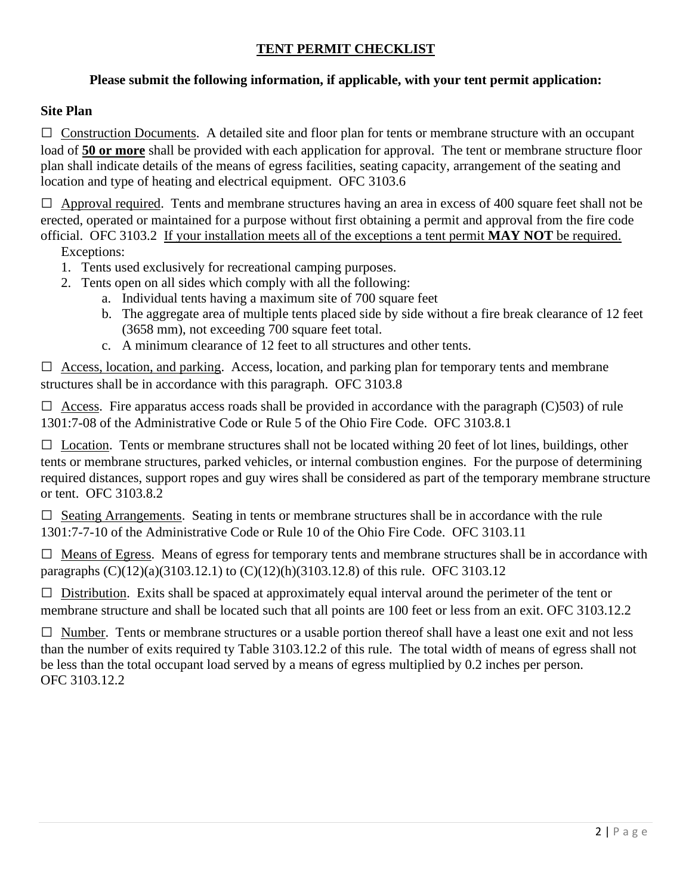# TENT PERMIT CHECKLIST

**Please submit the following information, if applicable, with your tent permit application:**

## Site Plan

☐ Construction Documents. A detailed site and floor plan for tents or membrane structure with an occupant load of **50 or more** shall be provided with each application for approval. The tent or membrane structure floor plan shall indicate details of the means of egress facilities, seating capacity, arrangement of the seating and location and type of heating and electrical equipment. OFC 3103.6

☐ Approval required. Tents and membrane structures having an area in excess of 400 square feet shall not be erected, operated or maintained for a purpose without first obtaining a permit and approval from the fire code official. OFC 3103.2 If your installation meets all of the exceptions a tent permit **MAY NOT** be required.

Exceptions:

1. Tents used exclusively for recreational camping purposes.
2. Tents open on all sides which comply with all the following:
   a. Individual tents having a maximum site of 700 square feet
   b. The aggregate area of multiple tents placed side by side without a fire break clearance of 12 feet (3658 mm), not exceeding 700 square feet total.
   c. A minimum clearance of 12 feet to all structures and other tents.

☐ Access, location, and parking. Access, location, and parking plan for temporary tents and membrane structures shall be in accordance with this paragraph. OFC 3103.8

☐ Access. Fire apparatus access roads shall be provided in accordance with the paragraph (C)503) of rule 1301:7-08 of the Administrative Code or Rule 5 of the Ohio Fire Code. OFC 3103.8.1

☐ Location. Tents or membrane structures shall not be located withing 20 feet of lot lines, buildings, other tents or membrane structures, parked vehicles, or internal combustion engines. For the purpose of determining required distances, support ropes and guy wires shall be considered as part of the temporary membrane structure or tent. OFC 3103.8.2

☐ Seating Arrangements. Seating in tents or membrane structures shall be in accordance with the rule 1301:7-7-10 of the Administrative Code or Rule 10 of the Ohio Fire Code. OFC 3103.11

☐ Means of Egress. Means of egress for temporary tents and membrane structures shall be in accordance with paragraphs (C)(12)(a)(3103.12.1) to (C)(12)(h)(3103.12.8) of this rule. OFC 3103.12

☐ Distribution. Exits shall be spaced at approximately equal interval around the perimeter of the tent or membrane structure and shall be located such that all points are 100 feet or less from an exit. OFC 3103.12.2

☐ Number. Tents or membrane structures or a usable portion thereof shall have a least one exit and not less than the number of exits required ty Table 3103.12.2 of this rule. The total width of means of egress shall not be less than the total occupant load served by a means of egress multiplied by 0.2 inches per person. OFC 3103.12.2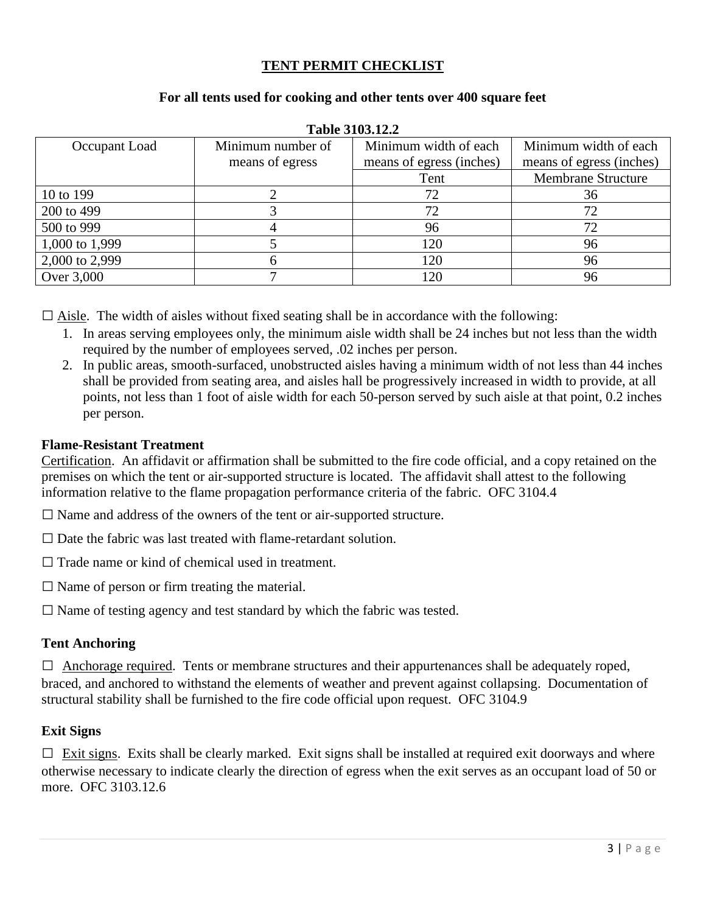# TENT PERMIT CHECKLIST

**For all tents used for cooking and other tents over 400 square feet**

**Table 3103.12.2**

| Occupant Load | Minimum number of means of egress | Minimum width of each means of egress (inches) | Minimum width of each means of egress (inches) |
|---|---|---|---|
| | | Tent | Membrane Structure |
| 10 to 199 | 2 | 72 | 36 |
| 200 to 499 | 3 | 72 | 72 |
| 500 to 999 | 4 | 96 | 72 |
| 1,000 to 1,999 | 5 | 120 | 96 |
| 2,000 to 2,999 | 6 | 120 | 96 |
| Over 3,000 | 7 | 120 | 96 |

☐ Aisle. The width of aisles without fixed seating shall be in accordance with the following:

1. In areas serving employees only, the minimum aisle width shall be 24 inches but not less than the width required by the number of employees served, .02 inches per person.
2. In public areas, smooth-surfaced, unobstructed aisles having a minimum width of not less than 44 inches shall be provided from seating area, and aisles hall be progressively increased in width to provide, at all points, not less than 1 foot of aisle width for each 50-person served by such aisle at that point, 0.2 inches per person.

### Flame-Resistant Treatment

Certification. An affidavit or affirmation shall be submitted to the fire code official, and a copy retained on the premises on which the tent or air-supported structure is located. The affidavit shall attest to the following information relative to the flame propagation performance criteria of the fabric. OFC 3104.4

☐ Name and address of the owners of the tent or air-supported structure.

☐ Date the fabric was last treated with flame-retardant solution.

☐ Trade name or kind of chemical used in treatment.

☐ Name of person or firm treating the material.

☐ Name of testing agency and test standard by which the fabric was tested.

### Tent Anchoring

☐ Anchorage required. Tents or membrane structures and their appurtenances shall be adequately roped, braced, and anchored to withstand the elements of weather and prevent against collapsing. Documentation of structural stability shall be furnished to the fire code official upon request. OFC 3104.9

### Exit Signs

☐ Exit signs. Exits shall be clearly marked. Exit signs shall be installed at required exit doorways and where otherwise necessary to indicate clearly the direction of egress when the exit serves as an occupant load of 50 or more. OFC 3103.12.6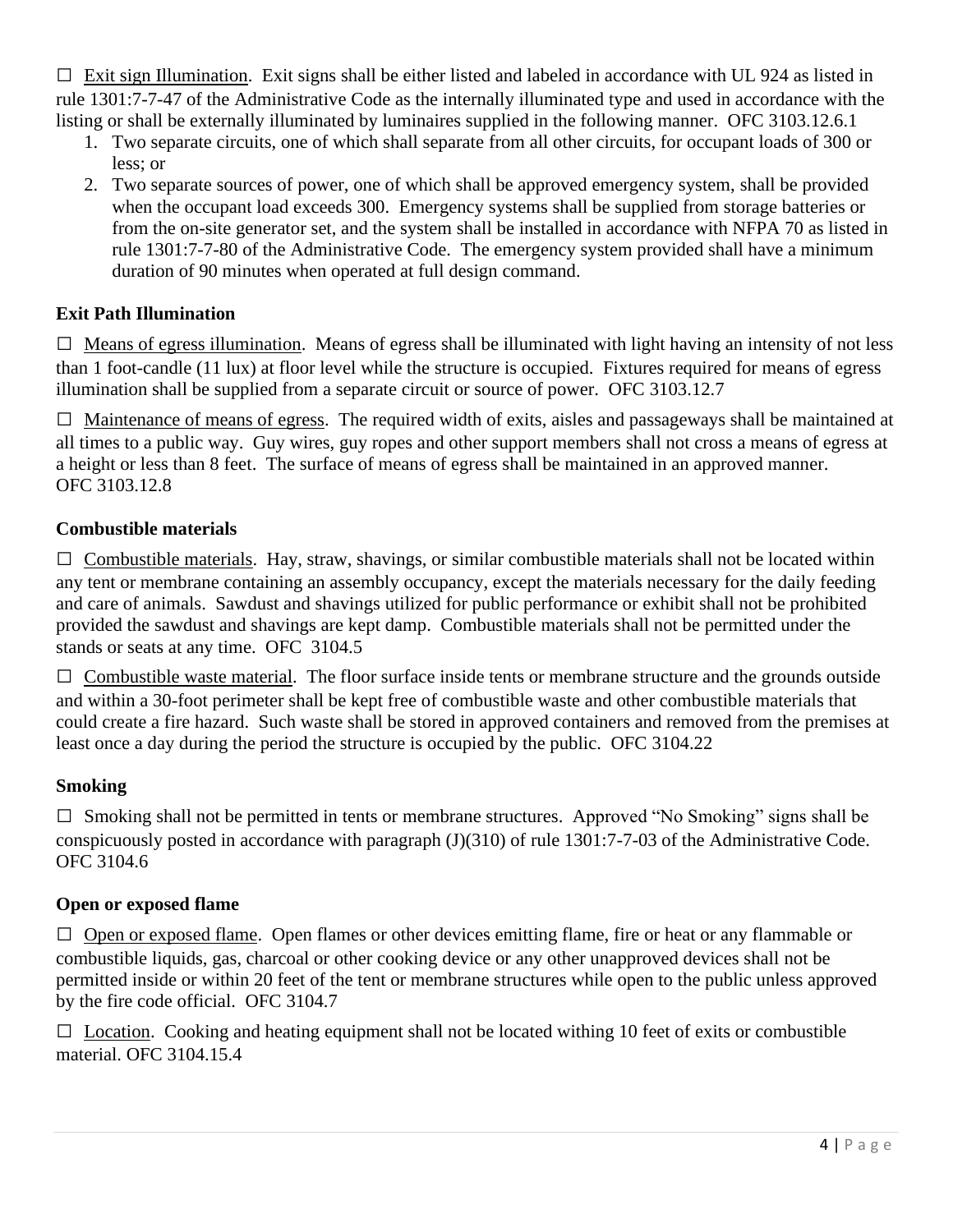☐ Exit sign Illumination. Exit signs shall be either listed and labeled in accordance with UL 924 as listed in rule 1301:7-7-47 of the Administrative Code as the internally illuminated type and used in accordance with the listing or shall be externally illuminated by luminaires supplied in the following manner. OFC 3103.12.6.1

1. Two separate circuits, one of which shall separate from all other circuits, for occupant loads of 300 or less; or
2. Two separate sources of power, one of which shall be approved emergency system, shall be provided when the occupant load exceeds 300. Emergency systems shall be supplied from storage batteries or from the on-site generator set, and the system shall be installed in accordance with NFPA 70 as listed in rule 1301:7-7-80 of the Administrative Code. The emergency system provided shall have a minimum duration of 90 minutes when operated at full design command.

**Exit Path Illumination**

☐ Means of egress illumination. Means of egress shall be illuminated with light having an intensity of not less than 1 foot-candle (11 lux) at floor level while the structure is occupied. Fixtures required for means of egress illumination shall be supplied from a separate circuit or source of power. OFC 3103.12.7

☐ Maintenance of means of egress. The required width of exits, aisles and passageways shall be maintained at all times to a public way. Guy wires, guy ropes and other support members shall not cross a means of egress at a height or less than 8 feet. The surface of means of egress shall be maintained in an approved manner. OFC 3103.12.8

**Combustible materials**

☐ Combustible materials. Hay, straw, shavings, or similar combustible materials shall not be located within any tent or membrane containing an assembly occupancy, except the materials necessary for the daily feeding and care of animals. Sawdust and shavings utilized for public performance or exhibit shall not be prohibited provided the sawdust and shavings are kept damp. Combustible materials shall not be permitted under the stands or seats at any time. OFC 3104.5

☐ Combustible waste material. The floor surface inside tents or membrane structure and the grounds outside and within a 30-foot perimeter shall be kept free of combustible waste and other combustible materials that could create a fire hazard. Such waste shall be stored in approved containers and removed from the premises at least once a day during the period the structure is occupied by the public. OFC 3104.22

**Smoking**

☐ Smoking shall not be permitted in tents or membrane structures. Approved "No Smoking" signs shall be conspicuously posted in accordance with paragraph (J)(310) of rule 1301:7-7-03 of the Administrative Code. OFC 3104.6

**Open or exposed flame**

☐ Open or exposed flame. Open flames or other devices emitting flame, fire or heat or any flammable or combustible liquids, gas, charcoal or other cooking device or any other unapproved devices shall not be permitted inside or within 20 feet of the tent or membrane structures while open to the public unless approved by the fire code official. OFC 3104.7

☐ Location. Cooking and heating equipment shall not be located withing 10 feet of exits or combustible material. OFC 3104.15.4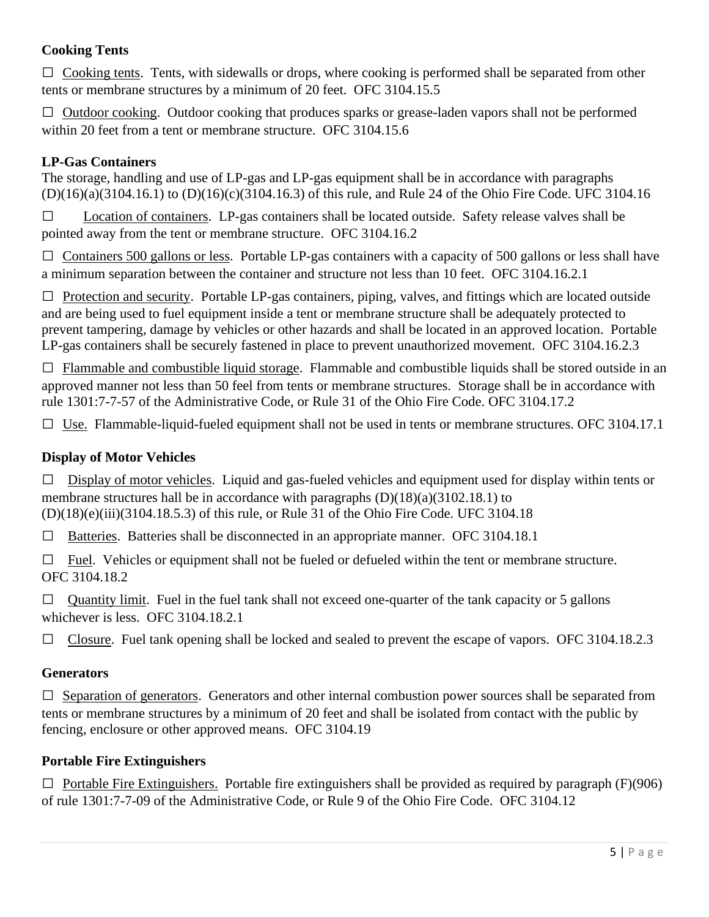### Cooking Tents

☐ Cooking tents. Tents, with sidewalls or drops, where cooking is performed shall be separated from other tents or membrane structures by a minimum of 20 feet. OFC 3104.15.5

☐ Outdoor cooking. Outdoor cooking that produces sparks or grease-laden vapors shall not be performed within 20 feet from a tent or membrane structure. OFC 3104.15.6

### LP-Gas Containers

The storage, handling and use of LP-gas and LP-gas equipment shall be in accordance with paragraphs (D)(16)(a)(3104.16.1) to (D)(16)(c)(3104.16.3) of this rule, and Rule 24 of the Ohio Fire Code. UFC 3104.16

☐ Location of containers. LP-gas containers shall be located outside. Safety release valves shall be pointed away from the tent or membrane structure. OFC 3104.16.2

☐ Containers 500 gallons or less. Portable LP-gas containers with a capacity of 500 gallons or less shall have a minimum separation between the container and structure not less than 10 feet. OFC 3104.16.2.1

☐ Protection and security. Portable LP-gas containers, piping, valves, and fittings which are located outside and are being used to fuel equipment inside a tent or membrane structure shall be adequately protected to prevent tampering, damage by vehicles or other hazards and shall be located in an approved location. Portable LP-gas containers shall be securely fastened in place to prevent unauthorized movement. OFC 3104.16.2.3

☐ Flammable and combustible liquid storage. Flammable and combustible liquids shall be stored outside in an approved manner not less than 50 feel from tents or membrane structures. Storage shall be in accordance with rule 1301:7-7-57 of the Administrative Code, or Rule 31 of the Ohio Fire Code. OFC 3104.17.2

☐ Use. Flammable-liquid-fueled equipment shall not be used in tents or membrane structures. OFC 3104.17.1

### Display of Motor Vehicles

☐ Display of motor vehicles. Liquid and gas-fueled vehicles and equipment used for display within tents or membrane structures hall be in accordance with paragraphs (D)(18)(a)(3102.18.1) to (D)(18)(e)(iii)(3104.18.5.3) of this rule, or Rule 31 of the Ohio Fire Code. UFC 3104.18

☐ Batteries. Batteries shall be disconnected in an appropriate manner. OFC 3104.18.1

☐ Fuel. Vehicles or equipment shall not be fueled or defueled within the tent or membrane structure. OFC 3104.18.2

☐ Quantity limit. Fuel in the fuel tank shall not exceed one-quarter of the tank capacity or 5 gallons whichever is less. OFC 3104.18.2.1

☐ Closure. Fuel tank opening shall be locked and sealed to prevent the escape of vapors. OFC 3104.18.2.3

### Generators

☐ Separation of generators. Generators and other internal combustion power sources shall be separated from tents or membrane structures by a minimum of 20 feet and shall be isolated from contact with the public by fencing, enclosure or other approved means. OFC 3104.19

### Portable Fire Extinguishers

☐ Portable Fire Extinguishers. Portable fire extinguishers shall be provided as required by paragraph (F)(906) of rule 1301:7-7-09 of the Administrative Code, or Rule 9 of the Ohio Fire Code. OFC 3104.12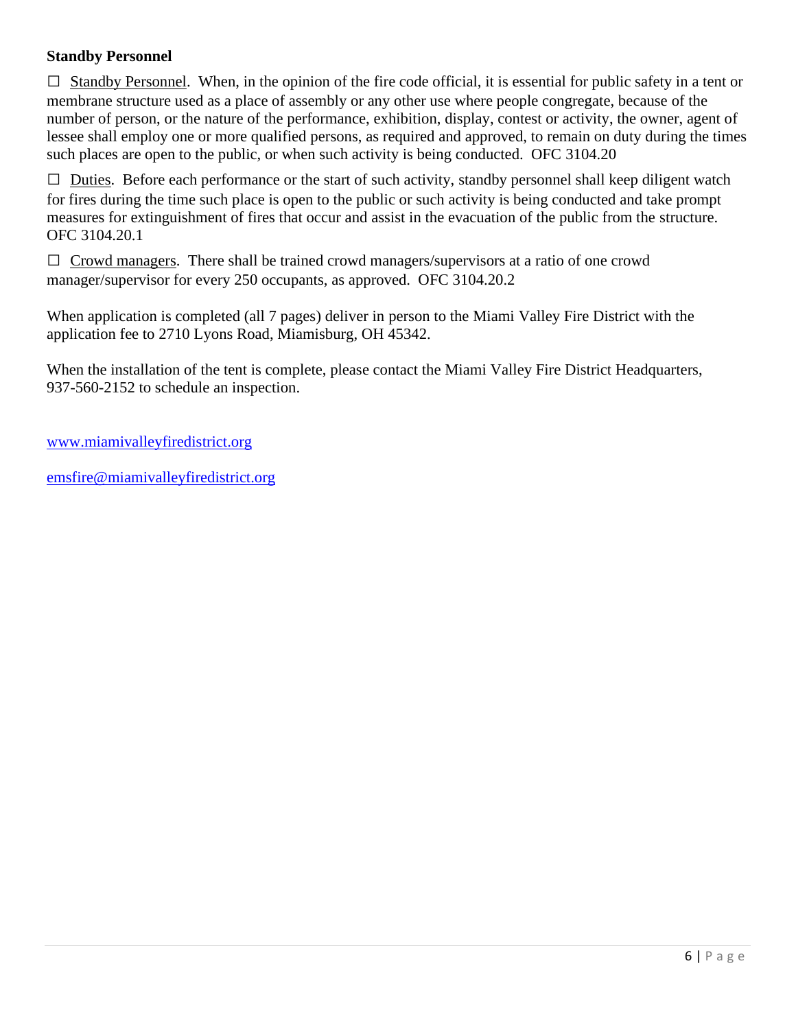**Standby Personnel**

☐ <u>Standby Personnel</u>. When, in the opinion of the fire code official, it is essential for public safety in a tent or membrane structure used as a place of assembly or any other use where people congregate, because of the number of person, or the nature of the performance, exhibition, display, contest or activity, the owner, agent of lessee shall employ one or more qualified persons, as required and approved, to remain on duty during the times such places are open to the public, or when such activity is being conducted. OFC 3104.20

☐ <u>Duties</u>. Before each performance or the start of such activity, standby personnel shall keep diligent watch for fires during the time such place is open to the public or such activity is being conducted and take prompt measures for extinguishment of fires that occur and assist in the evacuation of the public from the structure. OFC 3104.20.1

☐ <u>Crowd managers</u>. There shall be trained crowd managers/supervisors at a ratio of one crowd manager/supervisor for every 250 occupants, as approved. OFC 3104.20.2

When application is completed (all 7 pages) deliver in person to the Miami Valley Fire District with the application fee to 2710 Lyons Road, Miamisburg, OH 45342.

When the installation of the tent is complete, please contact the Miami Valley Fire District Headquarters, 937-560-2152 to schedule an inspection.

www.miamivalleyfiredistrict.org

emsfire@miamivalleyfiredistrict.org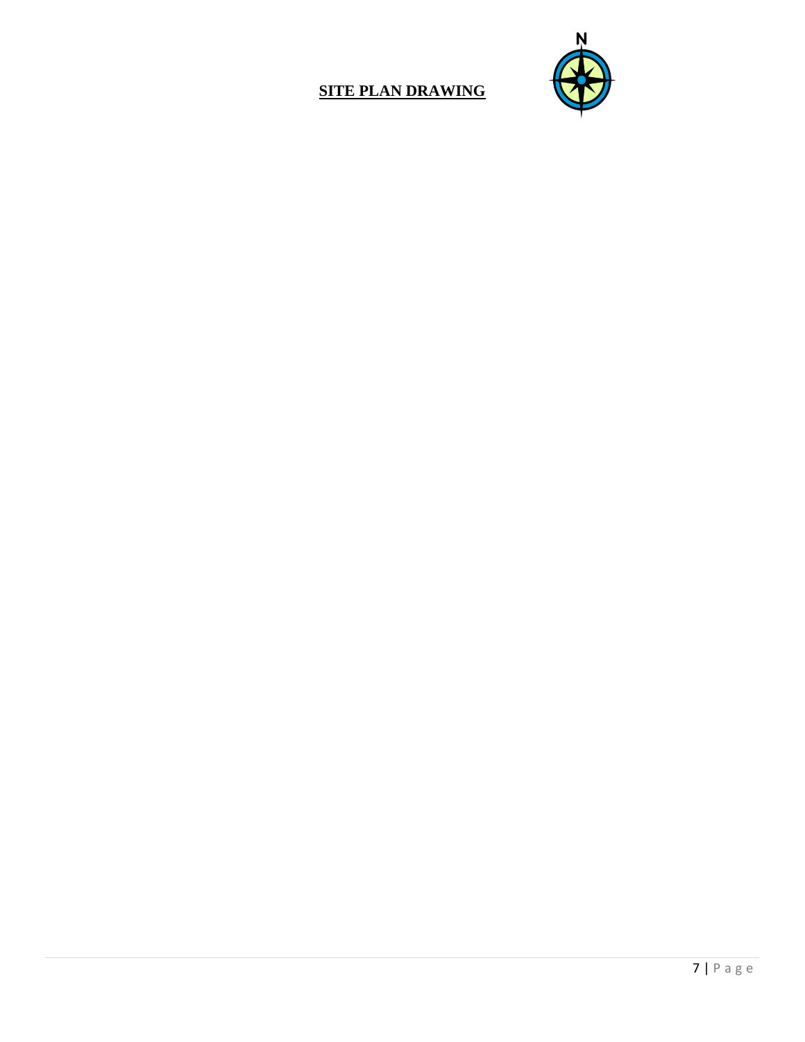**SITE PLAN DRAWING**

N